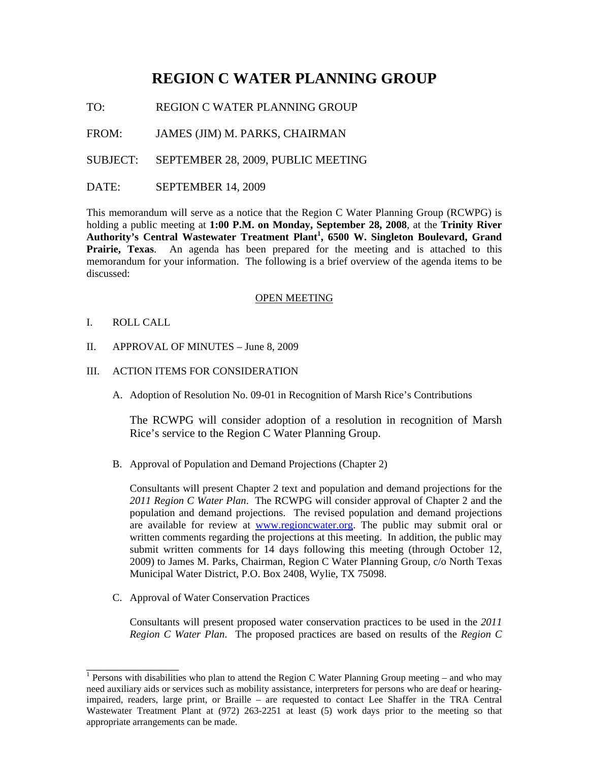# REGION C WATER PLANNING GROUP

TO: REGION C WATER PLANNING GROUP

FROM: JAMES (JIM) M. PARKS, CHAIRMAN

SUBJECT: SEPTEMBER 28, 2009, PUBLIC MEETING

DATE: SEPTEMBER 14, 2009

This memorandum will serve as a notice that the Region C Water Planning Group (RCWPG) is holding a public meeting at **1:00 P.M. on Monday, September 28, 2008**, at the **Trinity River Authority's Central Wastewater Treatment Plant[1], 6500 W. Singleton Boulevard, Grand Prairie, Texas**. An agenda has been prepared for the meeting and is attached to this memorandum for your information. The following is a brief overview of the agenda items to be discussed:

<u>OPEN MEETING</u>

I. ROLL CALL

II. APPROVAL OF MINUTES – June 8, 2009

III. ACTION ITEMS FOR CONSIDERATION

A. Adoption of Resolution No. 09-01 in Recognition of Marsh Rice's Contributions

The RCWPG will consider adoption of a resolution in recognition of Marsh Rice's service to the Region C Water Planning Group.

B. Approval of Population and Demand Projections (Chapter 2)

Consultants will present Chapter 2 text and population and demand projections for the *2011 Region C Water Plan*. The RCWPG will consider approval of Chapter 2 and the population and demand projections. The revised population and demand projections are available for review at www.regioncwater.org. The public may submit oral or written comments regarding the projections at this meeting. In addition, the public may submit written comments for 14 days following this meeting (through October 12, 2009) to James M. Parks, Chairman, Region C Water Planning Group, c/o North Texas Municipal Water District, P.O. Box 2408, Wylie, TX 75098.

C. Approval of Water Conservation Practices

Consultants will present proposed water conservation practices to be used in the *2011 Region C Water Plan*. The proposed practices are based on results of the *Region C*

---

[1] Persons with disabilities who plan to attend the Region C Water Planning Group meeting – and who may need auxiliary aids or services such as mobility assistance, interpreters for persons who are deaf or hearing-impaired, readers, large print, or Braille – are requested to contact Lee Shaffer in the TRA Central Wastewater Treatment Plant at (972) 263-2251 at least (5) work days prior to the meeting so that appropriate arrangements can be made.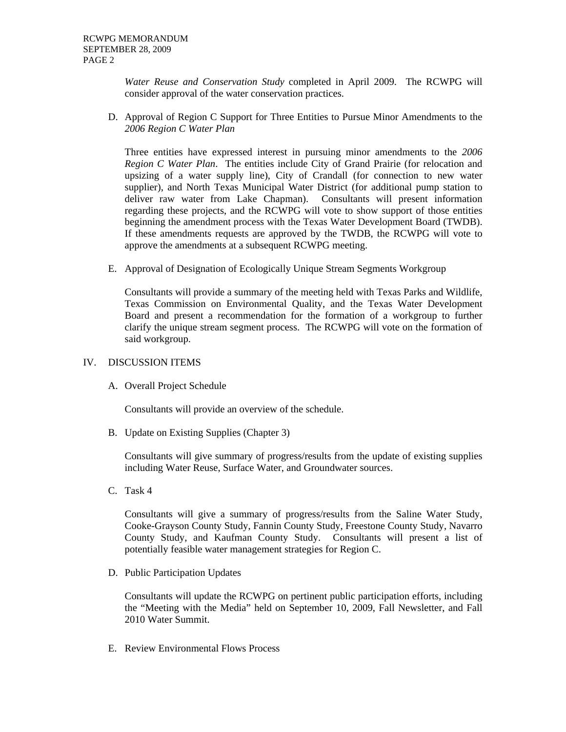*Water Reuse and Conservation Study* completed in April 2009. The RCWPG will consider approval of the water conservation practices.

D. Approval of Region C Support for Three Entities to Pursue Minor Amendments to the *2006 Region C Water Plan*

   Three entities have expressed interest in pursuing minor amendments to the *2006 Region C Water Plan*. The entities include City of Grand Prairie (for relocation and upsizing of a water supply line), City of Crandall (for connection to new water supplier), and North Texas Municipal Water District (for additional pump station to deliver raw water from Lake Chapman). Consultants will present information regarding these projects, and the RCWPG will vote to show support of those entities beginning the amendment process with the Texas Water Development Board (TWDB). If these amendments requests are approved by the TWDB, the RCWPG will vote to approve the amendments at a subsequent RCWPG meeting.

E. Approval of Designation of Ecologically Unique Stream Segments Workgroup

   Consultants will provide a summary of the meeting held with Texas Parks and Wildlife, Texas Commission on Environmental Quality, and the Texas Water Development Board and present a recommendation for the formation of a workgroup to further clarify the unique stream segment process. The RCWPG will vote on the formation of said workgroup.

IV. DISCUSSION ITEMS

A. Overall Project Schedule

   Consultants will provide an overview of the schedule.

B. Update on Existing Supplies (Chapter 3)

   Consultants will give summary of progress/results from the update of existing supplies including Water Reuse, Surface Water, and Groundwater sources.

C. Task 4

   Consultants will give a summary of progress/results from the Saline Water Study, Cooke-Grayson County Study, Fannin County Study, Freestone County Study, Navarro County Study, and Kaufman County Study. Consultants will present a list of potentially feasible water management strategies for Region C.

D. Public Participation Updates

   Consultants will update the RCWPG on pertinent public participation efforts, including the "Meeting with the Media" held on September 10, 2009, Fall Newsletter, and Fall 2010 Water Summit.

E. Review Environmental Flows Process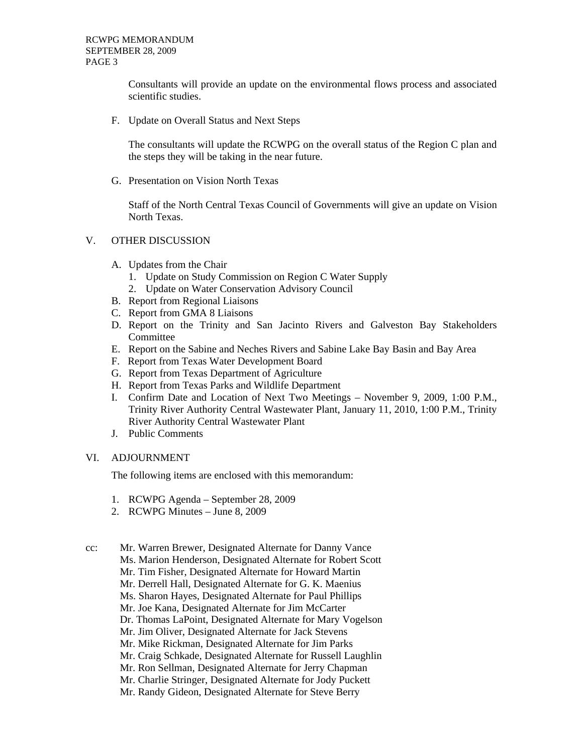Consultants will provide an update on the environmental flows process and associated scientific studies.

F. Update on Overall Status and Next Steps

The consultants will update the RCWPG on the overall status of the Region C plan and the steps they will be taking in the near future.

G. Presentation on Vision North Texas

Staff of the North Central Texas Council of Governments will give an update on Vision North Texas.

V. OTHER DISCUSSION

A. Updates from the Chair
   1. Update on Study Commission on Region C Water Supply
   2. Update on Water Conservation Advisory Council
B. Report from Regional Liaisons
C. Report from GMA 8 Liaisons
D. Report on the Trinity and San Jacinto Rivers and Galveston Bay Stakeholders Committee
E. Report on the Sabine and Neches Rivers and Sabine Lake Bay Basin and Bay Area
F. Report from Texas Water Development Board
G. Report from Texas Department of Agriculture
H. Report from Texas Parks and Wildlife Department
I. Confirm Date and Location of Next Two Meetings – November 9, 2009, 1:00 P.M., Trinity River Authority Central Wastewater Plant, January 11, 2010, 1:00 P.M., Trinity River Authority Central Wastewater Plant
J. Public Comments

VI. ADJOURNMENT

The following items are enclosed with this memorandum:

1. RCWPG Agenda – September 28, 2009
2. RCWPG Minutes – June 8, 2009

cc: Mr. Warren Brewer, Designated Alternate for Danny Vance
Ms. Marion Henderson, Designated Alternate for Robert Scott
Mr. Tim Fisher, Designated Alternate for Howard Martin
Mr. Derrell Hall, Designated Alternate for G. K. Maenius
Ms. Sharon Hayes, Designated Alternate for Paul Phillips
Mr. Joe Kana, Designated Alternate for Jim McCarter
Dr. Thomas LaPoint, Designated Alternate for Mary Vogelson
Mr. Jim Oliver, Designated Alternate for Jack Stevens
Mr. Mike Rickman, Designated Alternate for Jim Parks
Mr. Craig Schkade, Designated Alternate for Russell Laughlin
Mr. Ron Sellman, Designated Alternate for Jerry Chapman
Mr. Charlie Stringer, Designated Alternate for Jody Puckett
Mr. Randy Gideon, Designated Alternate for Steve Berry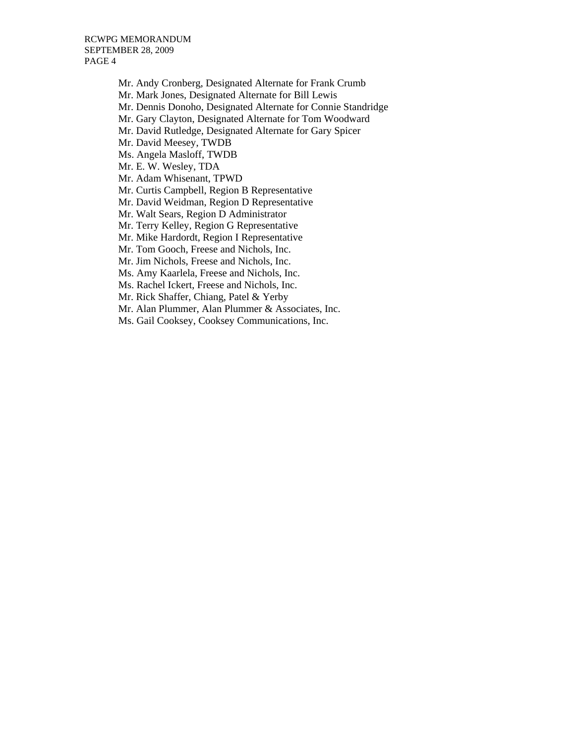Mr. Andy Cronberg, Designated Alternate for Frank Crumb
Mr. Mark Jones, Designated Alternate for Bill Lewis
Mr. Dennis Donoho, Designated Alternate for Connie Standridge
Mr. Gary Clayton, Designated Alternate for Tom Woodward
Mr. David Rutledge, Designated Alternate for Gary Spicer
Mr. David Meesey, TWDB
Ms. Angela Masloff, TWDB
Mr. E. W. Wesley, TDA
Mr. Adam Whisenant, TPWD
Mr. Curtis Campbell, Region B Representative
Mr. David Weidman, Region D Representative
Mr. Walt Sears, Region D Administrator
Mr. Terry Kelley, Region G Representative
Mr. Mike Hardordt, Region I Representative
Mr. Tom Gooch, Freese and Nichols, Inc.
Mr. Jim Nichols, Freese and Nichols, Inc.
Ms. Amy Kaarlela, Freese and Nichols, Inc.
Ms. Rachel Ickert, Freese and Nichols, Inc.
Mr. Rick Shaffer, Chiang, Patel & Yerby
Mr. Alan Plummer, Alan Plummer & Associates, Inc.
Ms. Gail Cooksey, Cooksey Communications, Inc.